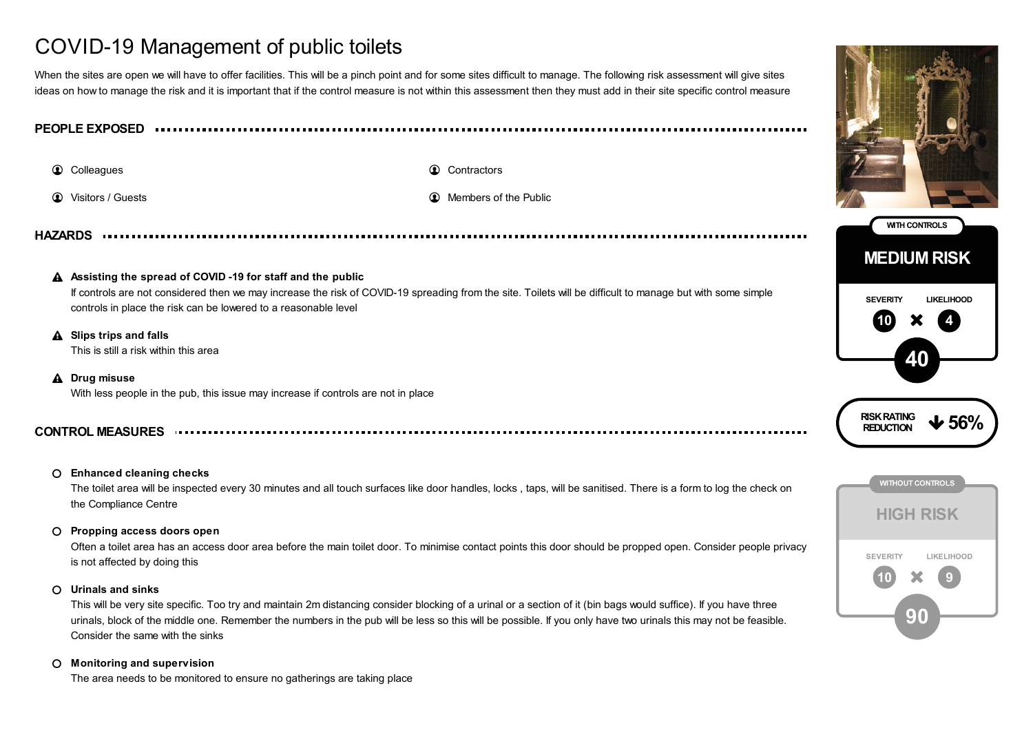# COVID-19 Management of public toilets

When the sites are open we will have to offer facilities. This will be a pinch point and for some sites difficult to manage. The following risk assessment will give sites ideas on how to manage the risk and it is important that if the control measure is not within this assessment then they must add in their site specific control measure

## PEOPLE EXPOSED

- Colleagues
- Contractors
- Visitors / Guests
- Members of the Public

## HAZARDS

- **Assisting the spread of COVID -19 for staff and the public**
  If controls are not considered then we may increase the risk of COVID-19 spreading from the site. Toilets will be difficult to manage but with some simple controls in place the risk can be lowered to a reasonable level
- **Slips trips and falls**
  This is still a risk within this area
- **Drug misuse**
  With less people in the pub, this issue may increase if controls are not in place

## CONTROL MEASURES

- **Enhanced cleaning checks**
  The toilet area will be inspected every 30 minutes and all touch surfaces like door handles, locks , taps, will be sanitised. There is a form to log the check on the Compliance Centre
- **Propping access doors open**
  Often a toilet area has an access door area before the main toilet door. To minimise contact points this door should be propped open. Consider people privacy is not affected by doing this
- **Urinals and sinks**
  This will be very site specific. Too try and maintain 2m distancing consider blocking of a urinal or a section of it (bin bags would suffice). If you have three urinals, block of the middle one. Remember the numbers in the pub will be less so this will be possible. If you only have two urinals this may not be feasible. Consider the same with the sinks
- **Monitoring and supervision**
  The area needs to be monitored to ensure no gatherings are taking place

**WITH CONTROLS**

**MEDIUM RISK**

| SEVERITY | | LIKELIHOOD | |
|---|---|---|---|
| 10 | × | 4 | = 40 |

**RISK RATING REDUCTION** ↓ 56%

**WITHOUT CONTROLS**

**HIGH RISK**

| SEVERITY | | LIKELIHOOD | |
|---|---|---|---|
| 10 | × | 9 | = 90 |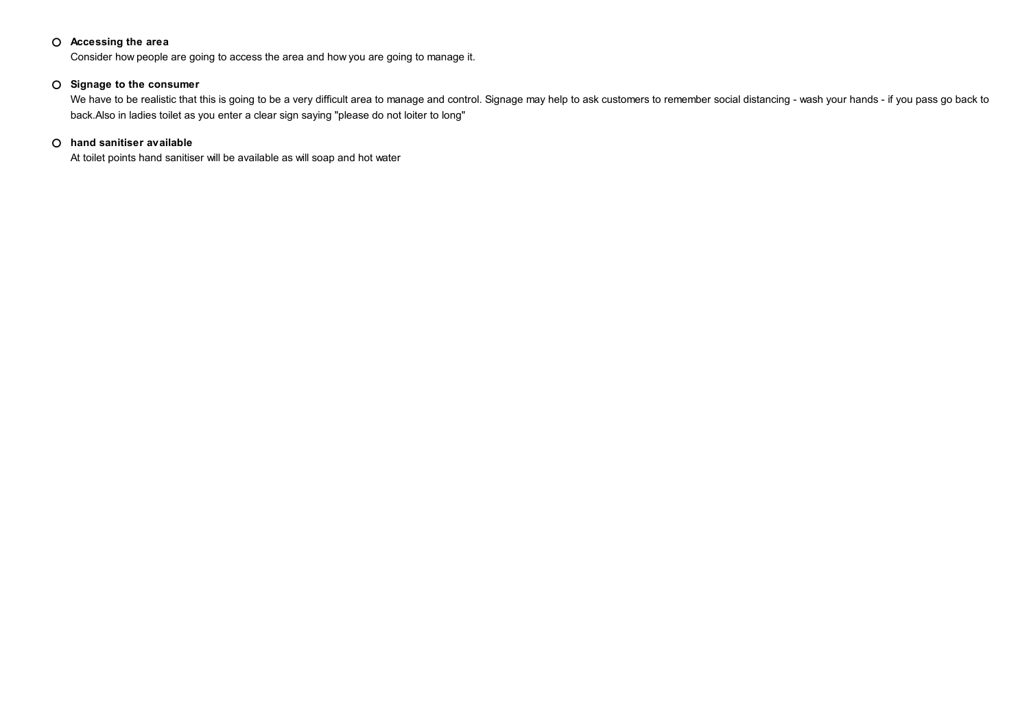- **Accessing the area**
  Consider how people are going to access the area and how you are going to manage it.

- **Signage to the consumer**
  We have to be realistic that this is going to be a very difficult area to manage and control. Signage may help to ask customers to remember social distancing - wash your hands - if you pass go back to back.Also in ladies toilet as you enter a clear sign saying "please do not loiter to long"

- **hand sanitiser available**
  At toilet points hand sanitiser will be available as will soap and hot water